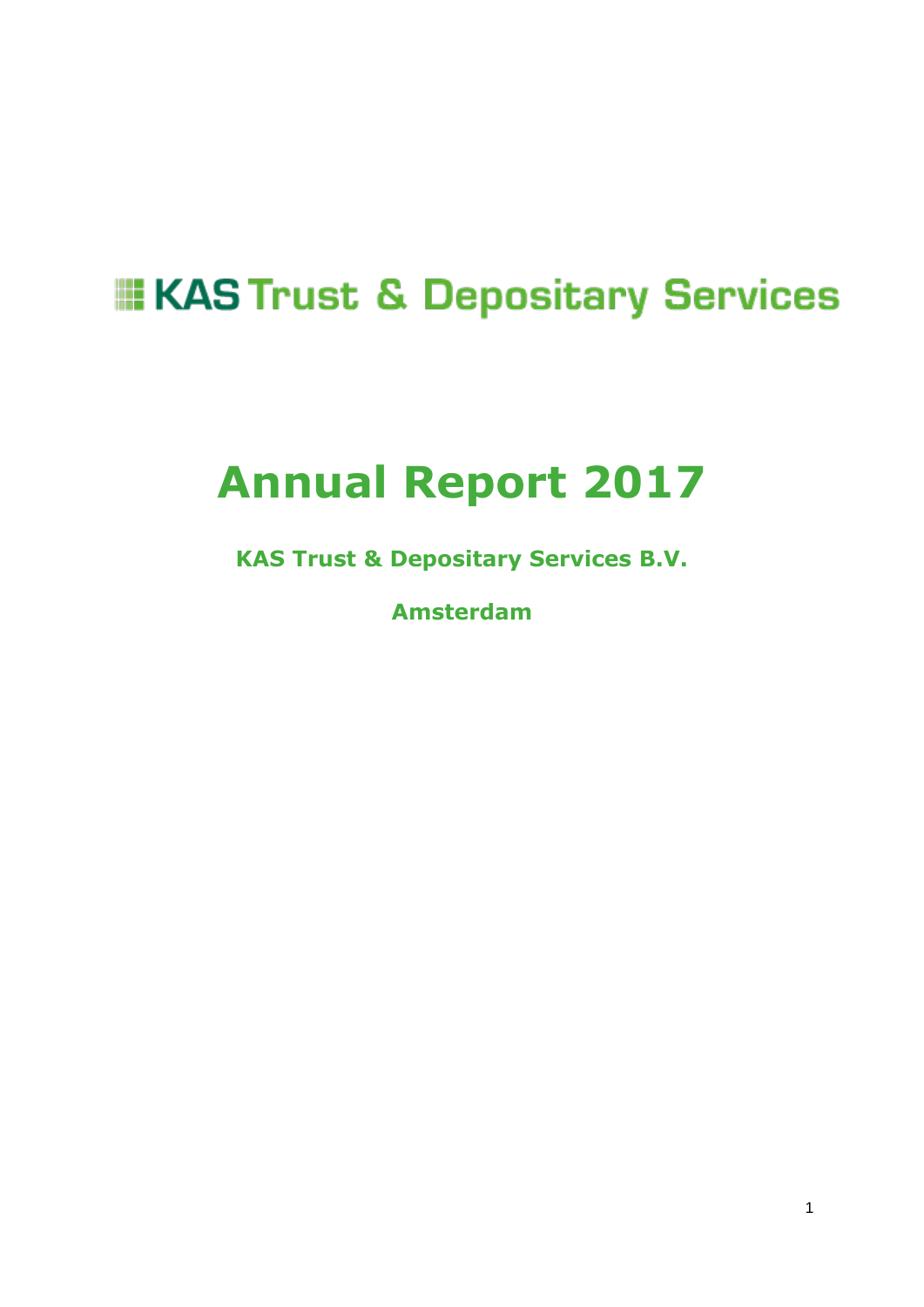KAS Trust & Depositary Services

# Annual Report 2017

**KAS Trust & Depositary Services B.V.**

**Amsterdam**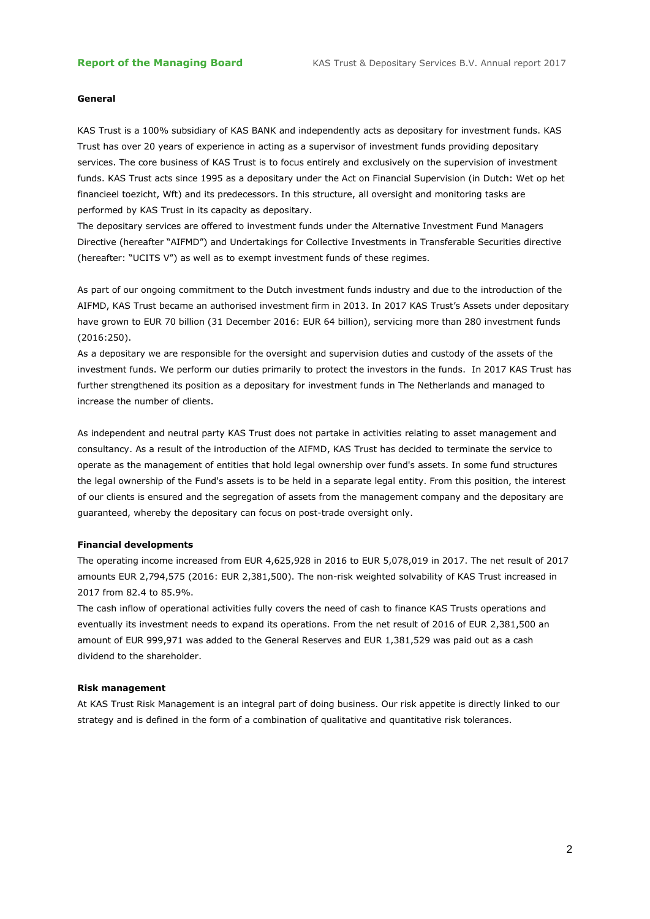**General**

KAS Trust is a 100% subsidiary of KAS BANK and independently acts as depositary for investment funds. KAS Trust has over 20 years of experience in acting as a supervisor of investment funds providing depositary services. The core business of KAS Trust is to focus entirely and exclusively on the supervision of investment funds. KAS Trust acts since 1995 as a depositary under the Act on Financial Supervision (in Dutch: Wet op het financieel toezicht, Wft) and its predecessors. In this structure, all oversight and monitoring tasks are performed by KAS Trust in its capacity as depositary.
The depositary services are offered to investment funds under the Alternative Investment Fund Managers Directive (hereafter "AIFMD") and Undertakings for Collective Investments in Transferable Securities directive (hereafter: "UCITS V") as well as to exempt investment funds of these regimes.

As part of our ongoing commitment to the Dutch investment funds industry and due to the introduction of the AIFMD, KAS Trust became an authorised investment firm in 2013. In 2017 KAS Trust's Assets under depositary have grown to EUR 70 billion (31 December 2016: EUR 64 billion), servicing more than 280 investment funds (2016:250).
As a depositary we are responsible for the oversight and supervision duties and custody of the assets of the investment funds. We perform our duties primarily to protect the investors in the funds. In 2017 KAS Trust has further strengthened its position as a depositary for investment funds in The Netherlands and managed to increase the number of clients.

As independent and neutral party KAS Trust does not partake in activities relating to asset management and consultancy. As a result of the introduction of the AIFMD, KAS Trust has decided to terminate the service to operate as the management of entities that hold legal ownership over fund's assets. In some fund structures the legal ownership of the Fund's assets is to be held in a separate legal entity. From this position, the interest of our clients is ensured and the segregation of assets from the management company and the depositary are guaranteed, whereby the depositary can focus on post-trade oversight only.

**Financial developments**

The operating income increased from EUR 4,625,928 in 2016 to EUR 5,078,019 in 2017. The net result of 2017 amounts EUR 2,794,575 (2016: EUR 2,381,500). The non-risk weighted solvability of KAS Trust increased in 2017 from 82.4 to 85.9%.
The cash inflow of operational activities fully covers the need of cash to finance KAS Trusts operations and eventually its investment needs to expand its operations. From the net result of 2016 of EUR 2,381,500 an amount of EUR 999,971 was added to the General Reserves and EUR 1,381,529 was paid out as a cash dividend to the shareholder.

**Risk management**

At KAS Trust Risk Management is an integral part of doing business. Our risk appetite is directly linked to our strategy and is defined in the form of a combination of qualitative and quantitative risk tolerances.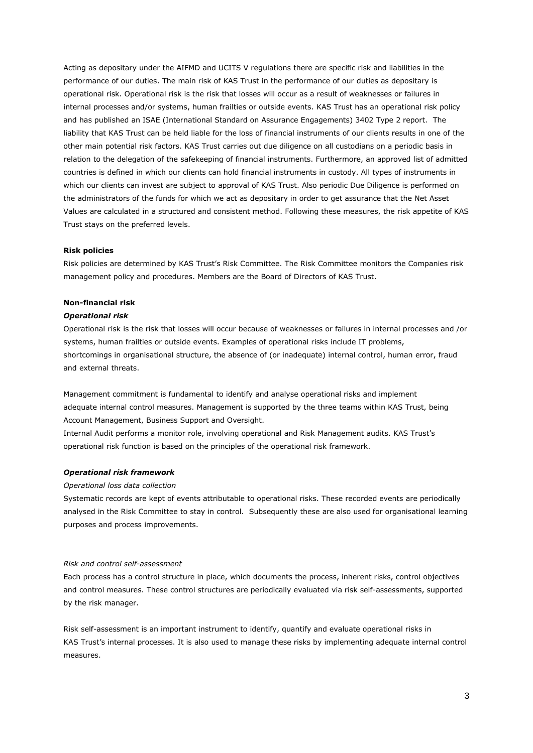Acting as depositary under the AIFMD and UCITS V regulations there are specific risk and liabilities in the performance of our duties. The main risk of KAS Trust in the performance of our duties as depositary is operational risk. Operational risk is the risk that losses will occur as a result of weaknesses or failures in internal processes and/or systems, human frailties or outside events. KAS Trust has an operational risk policy and has published an ISAE (International Standard on Assurance Engagements) 3402 Type 2 report. The liability that KAS Trust can be held liable for the loss of financial instruments of our clients results in one of the other main potential risk factors. KAS Trust carries out due diligence on all custodians on a periodic basis in relation to the delegation of the safekeeping of financial instruments. Furthermore, an approved list of admitted countries is defined in which our clients can hold financial instruments in custody. All types of instruments in which our clients can invest are subject to approval of KAS Trust. Also periodic Due Diligence is performed on the administrators of the funds for which we act as depositary in order to get assurance that the Net Asset Values are calculated in a structured and consistent method. Following these measures, the risk appetite of KAS Trust stays on the preferred levels.

**Risk policies**

Risk policies are determined by KAS Trust's Risk Committee. The Risk Committee monitors the Companies risk management policy and procedures. Members are the Board of Directors of KAS Trust.

**Non-financial risk**

***Operational risk***

Operational risk is the risk that losses will occur because of weaknesses or failures in internal processes and /or systems, human frailties or outside events. Examples of operational risks include IT problems, shortcomings in organisational structure, the absence of (or inadequate) internal control, human error, fraud and external threats.

Management commitment is fundamental to identify and analyse operational risks and implement adequate internal control measures. Management is supported by the three teams within KAS Trust, being Account Management, Business Support and Oversight.
Internal Audit performs a monitor role, involving operational and Risk Management audits. KAS Trust's operational risk function is based on the principles of the operational risk framework.

***Operational risk framework***

*Operational loss data collection*

Systematic records are kept of events attributable to operational risks. These recorded events are periodically analysed in the Risk Committee to stay in control. Subsequently these are also used for organisational learning purposes and process improvements.

*Risk and control self-assessment*

Each process has a control structure in place, which documents the process, inherent risks, control objectives and control measures. These control structures are periodically evaluated via risk self-assessments, supported by the risk manager.

Risk self-assessment is an important instrument to identify, quantify and evaluate operational risks in KAS Trust's internal processes. It is also used to manage these risks by implementing adequate internal control measures.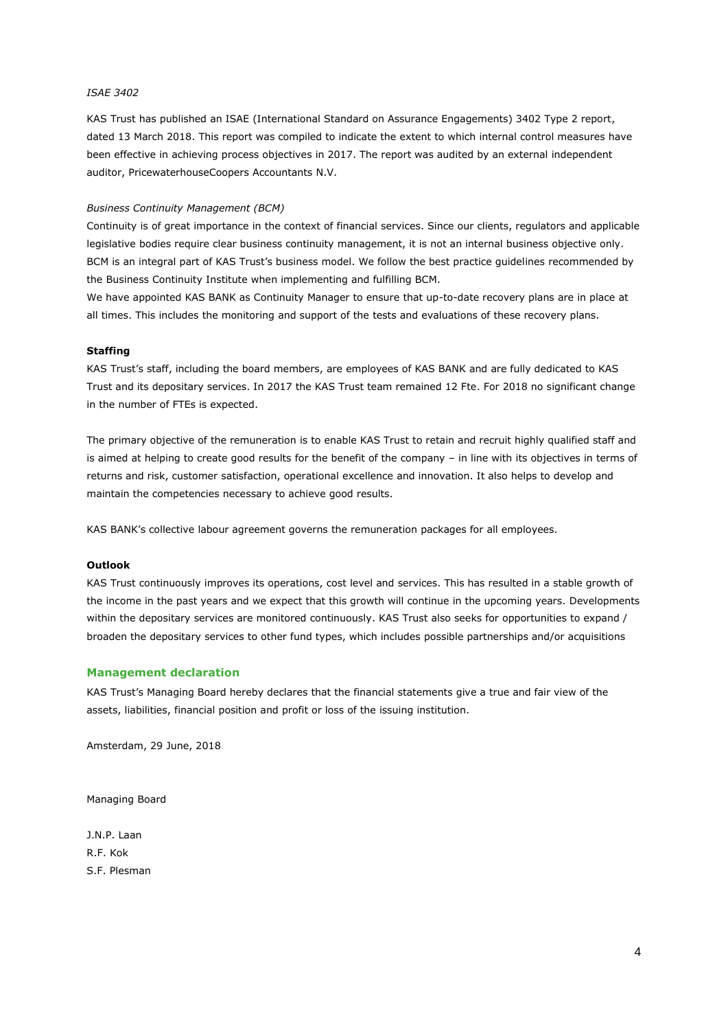*ISAE 3402*

KAS Trust has published an ISAE (International Standard on Assurance Engagements) 3402 Type 2 report, dated 13 March 2018. This report was compiled to indicate the extent to which internal control measures have been effective in achieving process objectives in 2017. The report was audited by an external independent auditor, PricewaterhouseCoopers Accountants N.V.

*Business Continuity Management (BCM)*

Continuity is of great importance in the context of financial services. Since our clients, regulators and applicable legislative bodies require clear business continuity management, it is not an internal business objective only. BCM is an integral part of KAS Trust's business model. We follow the best practice guidelines recommended by the Business Continuity Institute when implementing and fulfilling BCM.

We have appointed KAS BANK as Continuity Manager to ensure that up-to-date recovery plans are in place at all times. This includes the monitoring and support of the tests and evaluations of these recovery plans.

**Staffing**

KAS Trust's staff, including the board members, are employees of KAS BANK and are fully dedicated to KAS Trust and its depositary services. In 2017 the KAS Trust team remained 12 Fte. For 2018 no significant change in the number of FTEs is expected.

The primary objective of the remuneration is to enable KAS Trust to retain and recruit highly qualified staff and is aimed at helping to create good results for the benefit of the company – in line with its objectives in terms of returns and risk, customer satisfaction, operational excellence and innovation. It also helps to develop and maintain the competencies necessary to achieve good results.

KAS BANK's collective labour agreement governs the remuneration packages for all employees.

**Outlook**

KAS Trust continuously improves its operations, cost level and services. This has resulted in a stable growth of the income in the past years and we expect that this growth will continue in the upcoming years. Developments within the depositary services are monitored continuously. KAS Trust also seeks for opportunities to expand / broaden the depositary services to other fund types, which includes possible partnerships and/or acquisitions

## Management declaration

KAS Trust's Managing Board hereby declares that the financial statements give a true and fair view of the assets, liabilities, financial position and profit or loss of the issuing institution.

Amsterdam, 29 June, 2018

Managing Board

J.N.P. Laan
R.F. Kok
S.F. Plesman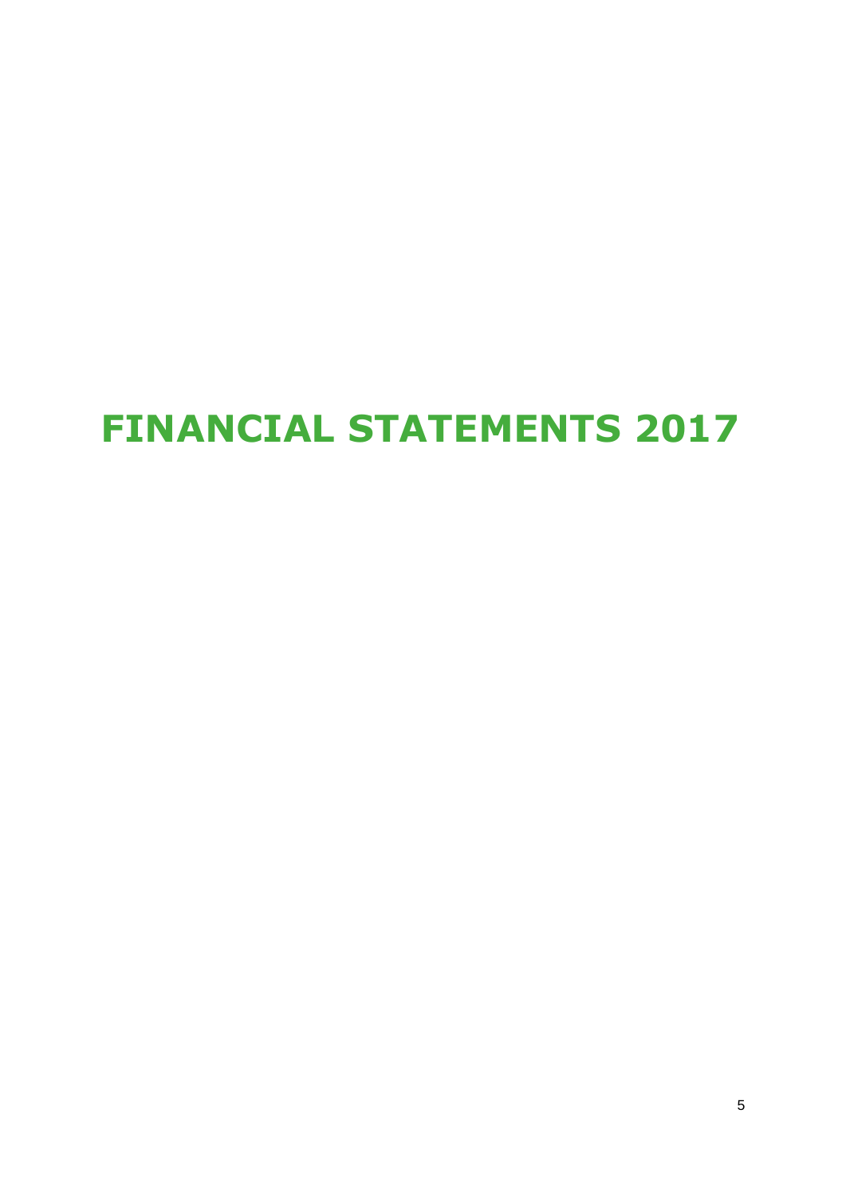# FINANCIAL STATEMENTS 2017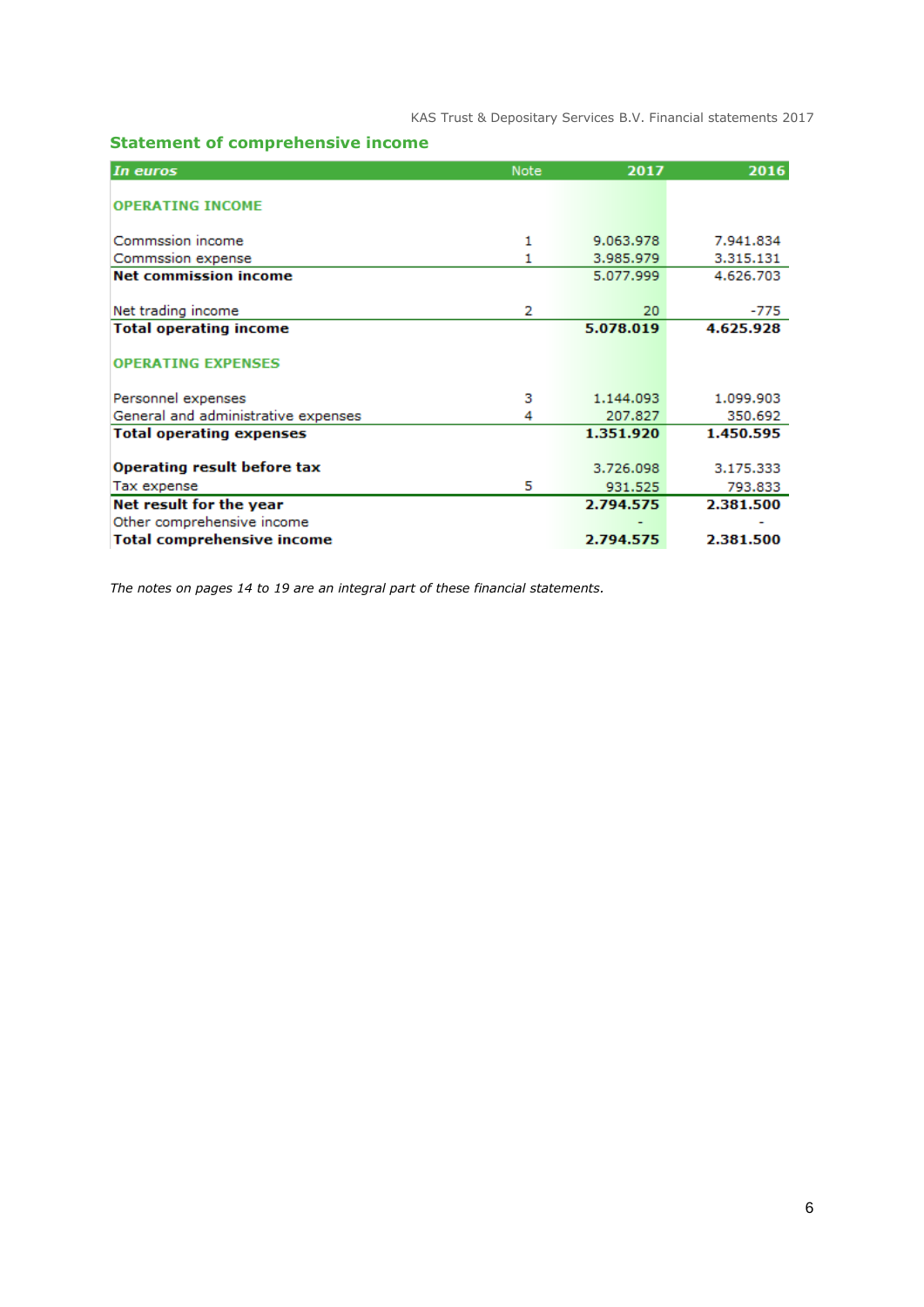## Statement of comprehensive income

| *In euros* | Note | 2017 | 2016 |
|---|---|---|---|
| **OPERATING INCOME** | | | |
| Commssion income | 1 | 9.063.978 | 7.941.834 |
| Commssion expense | 1 | 3.985.979 | 3.315.131 |
| **Net commission income** | | 5.077.999 | 4.626.703 |
| Net trading income | 2 | 20 | -775 |
| **Total operating income** | | **5.078.019** | **4.625.928** |
| **OPERATING EXPENSES** | | | |
| Personnel expenses | 3 | 1.144.093 | 1.099.903 |
| General and administrative expenses | 4 | 207.827 | 350.692 |
| **Total operating expenses** | | **1.351.920** | **1.450.595** |
| **Operating result before tax** | | 3.726.098 | 3.175.333 |
| Tax expense | 5 | 931.525 | 793.833 |
| **Net result for the year** | | **2.794.575** | **2.381.500** |
| Other comprehensive income | | - | - |
| **Total comprehensive income** | | **2.794.575** | **2.381.500** |

*The notes on pages 14 to 19 are an integral part of these financial statements.*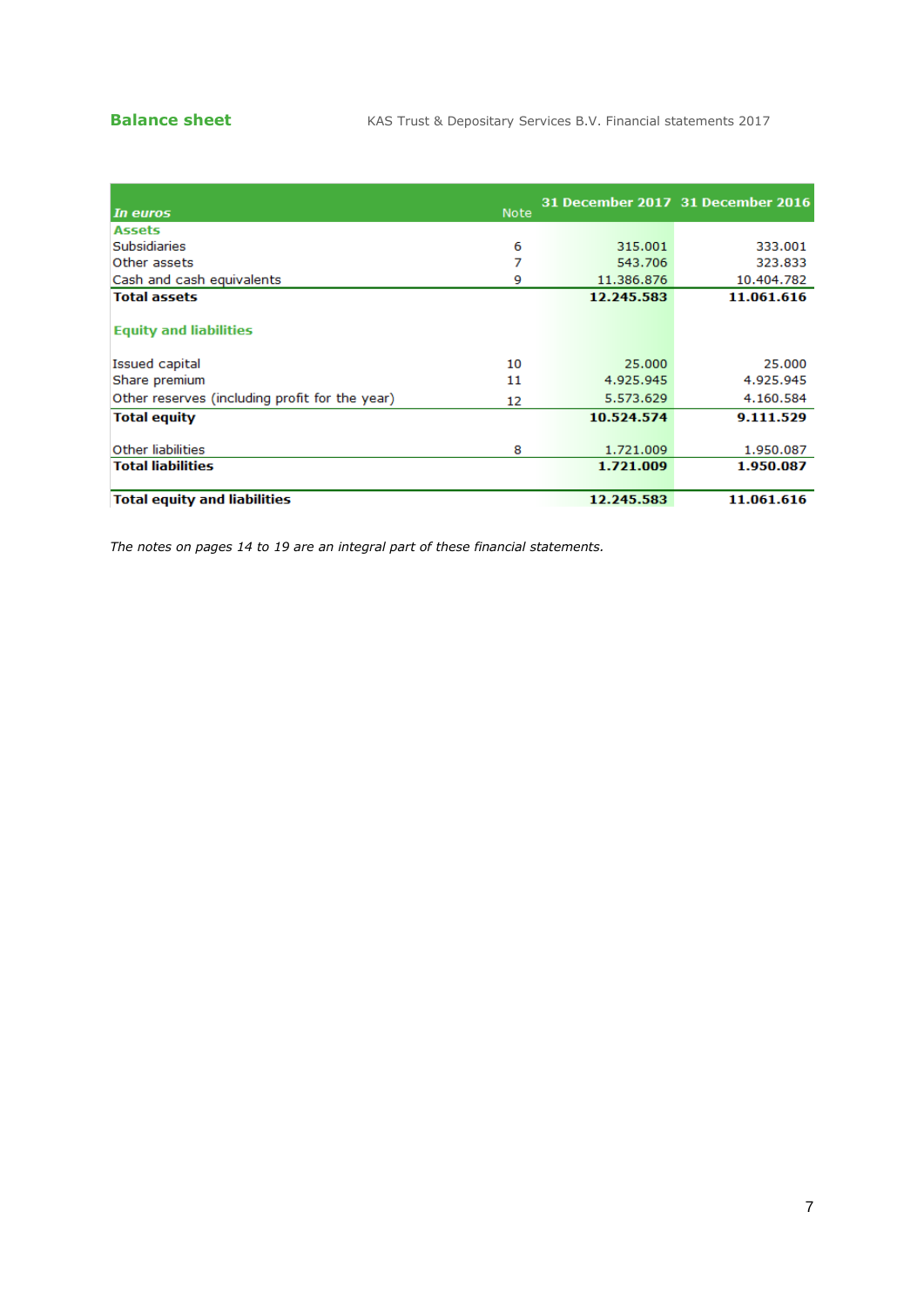## Balance sheet

| *In euros* | Note | 31 December 2017 | 31 December 2016 |
|---|---|---|---|
| **Assets** | | | |
| Subsidiaries | 6 | 315.001 | 333.001 |
| Other assets | 7 | 543.706 | 323.833 |
| Cash and cash equivalents | 9 | 11.386.876 | 10.404.782 |
| **Total assets** | | **12.245.583** | **11.061.616** |
| | | | |
| **Equity and liabilities** | | | |
| | | | |
| Issued capital | 10 | 25.000 | 25.000 |
| Share premium | 11 | 4.925.945 | 4.925.945 |
| Other reserves (including profit for the year) | 12 | 5.573.629 | 4.160.584 |
| **Total equity** | | **10.524.574** | **9.111.529** |
| | | | |
| Other liabilities | 8 | 1.721.009 | 1.950.087 |
| **Total liabilities** | | **1.721.009** | **1.950.087** |
| | | | |
| **Total equity and liabilities** | | **12.245.583** | **11.061.616** |

*The notes on pages 14 to 19 are an integral part of these financial statements.*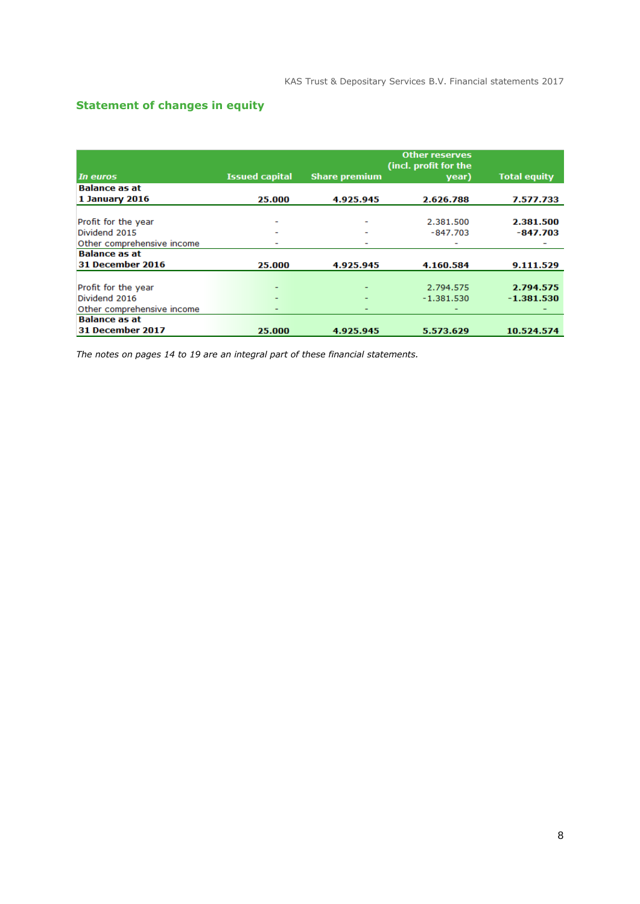## Statement of changes in equity

| *In euros* | Issued capital | Share premium | Other reserves (incl. profit for the year) | Total equity |
|---|---|---|---|---|
| **Balance as at 1 January 2016** | **25.000** | **4.925.945** | **2.626.788** | **7.577.733** |
| Profit for the year | - | - | 2.381.500 | **2.381.500** |
| Dividend 2015 | - | - | -847.703 | **-847.703** |
| Other comprehensive income | - | - | - | - |
| **Balance as at 31 December 2016** | **25.000** | **4.925.945** | **4.160.584** | **9.111.529** |
| Profit for the year | - | - | 2.794.575 | **2.794.575** |
| Dividend 2016 | - | - | -1.381.530 | **-1.381.530** |
| Other comprehensive income | - | - | - | - |
| **Balance as at 31 December 2017** | **25.000** | **4.925.945** | **5.573.629** | **10.524.574** |

*The notes on pages 14 to 19 are an integral part of these financial statements.*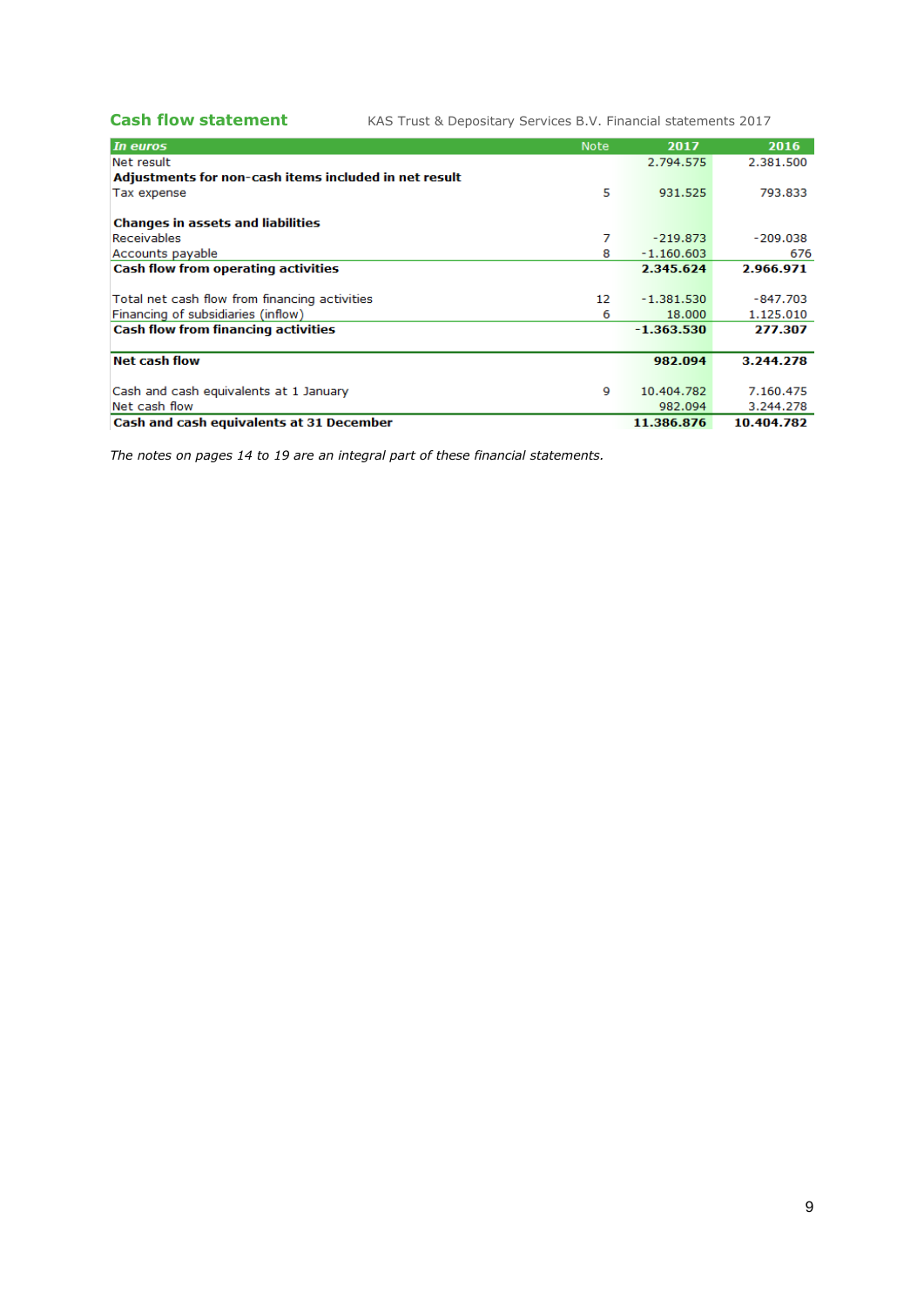## Cash flow statement

KAS Trust & Depositary Services B.V. Financial statements 2017

| *In euros* | Note | 2017 | 2016 |
|---|---|---|---|
| Net result | | 2.794.575 | 2.381.500 |
| **Adjustments for non-cash items included in net result** | | | |
| Tax expense | 5 | 931.525 | 793.833 |
| | | | |
| **Changes in assets and liabilities** | | | |
| Receivables | 7 | -219.873 | -209.038 |
| Accounts payable | 8 | -1.160.603 | 676 |
| **Cash flow from operating activities** | | **2.345.624** | **2.966.971** |
| | | | |
| Total net cash flow from financing activities | 12 | -1.381.530 | -847.703 |
| Financing of subsidiaries (inflow) | 6 | 18.000 | 1.125.010 |
| **Cash flow from financing activities** | | **-1.363.530** | **277.307** |
| | | | |
| **Net cash flow** | | **982.094** | **3.244.278** |
| | | | |
| Cash and cash equivalents at 1 January | 9 | 10.404.782 | 7.160.475 |
| Net cash flow | | 982.094 | 3.244.278 |
| **Cash and cash equivalents at 31 December** | | **11.386.876** | **10.404.782** |

*The notes on pages 14 to 19 are an integral part of these financial statements.*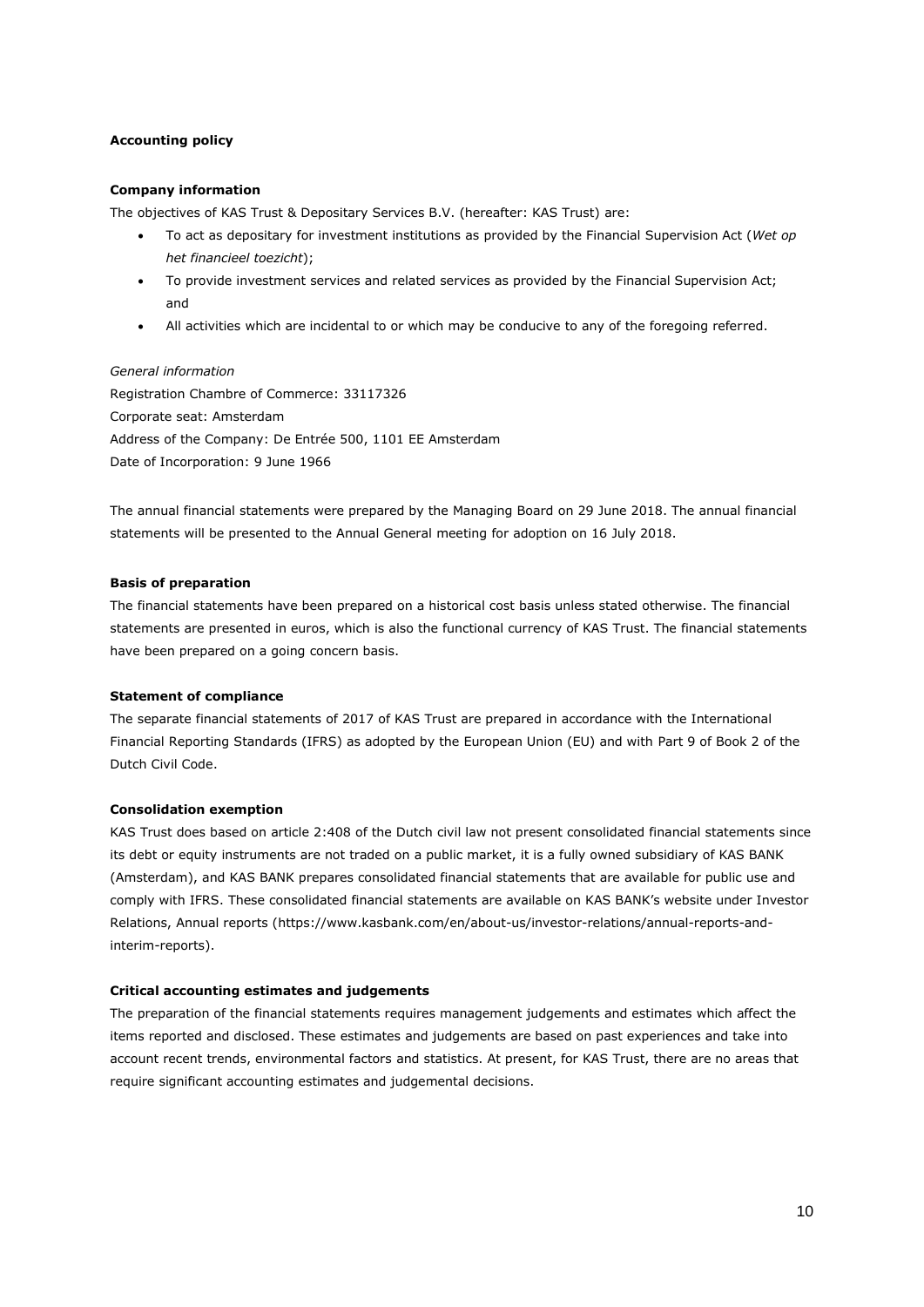**Accounting policy**

**Company information**

The objectives of KAS Trust & Depositary Services B.V. (hereafter: KAS Trust) are:

- To act as depositary for investment institutions as provided by the Financial Supervision Act (*Wet op het financieel toezicht*);
- To provide investment services and related services as provided by the Financial Supervision Act; and
- All activities which are incidental to or which may be conducive to any of the foregoing referred.

*General information*

Registration Chambre of Commerce: 33117326
Corporate seat: Amsterdam
Address of the Company: De Entrée 500, 1101 EE Amsterdam
Date of Incorporation: 9 June 1966

The annual financial statements were prepared by the Managing Board on 29 June 2018. The annual financial statements will be presented to the Annual General meeting for adoption on 16 July 2018.

**Basis of preparation**

The financial statements have been prepared on a historical cost basis unless stated otherwise. The financial statements are presented in euros, which is also the functional currency of KAS Trust. The financial statements have been prepared on a going concern basis.

**Statement of compliance**

The separate financial statements of 2017 of KAS Trust are prepared in accordance with the International Financial Reporting Standards (IFRS) as adopted by the European Union (EU) and with Part 9 of Book 2 of the Dutch Civil Code.

**Consolidation exemption**

KAS Trust does based on article 2:408 of the Dutch civil law not present consolidated financial statements since its debt or equity instruments are not traded on a public market, it is a fully owned subsidiary of KAS BANK (Amsterdam), and KAS BANK prepares consolidated financial statements that are available for public use and comply with IFRS. These consolidated financial statements are available on KAS BANK's website under Investor Relations, Annual reports (https://www.kasbank.com/en/about-us/investor-relations/annual-reports-and-interim-reports).

**Critical accounting estimates and judgements**

The preparation of the financial statements requires management judgements and estimates which affect the items reported and disclosed. These estimates and judgements are based on past experiences and take into account recent trends, environmental factors and statistics. At present, for KAS Trust, there are no areas that require significant accounting estimates and judgemental decisions.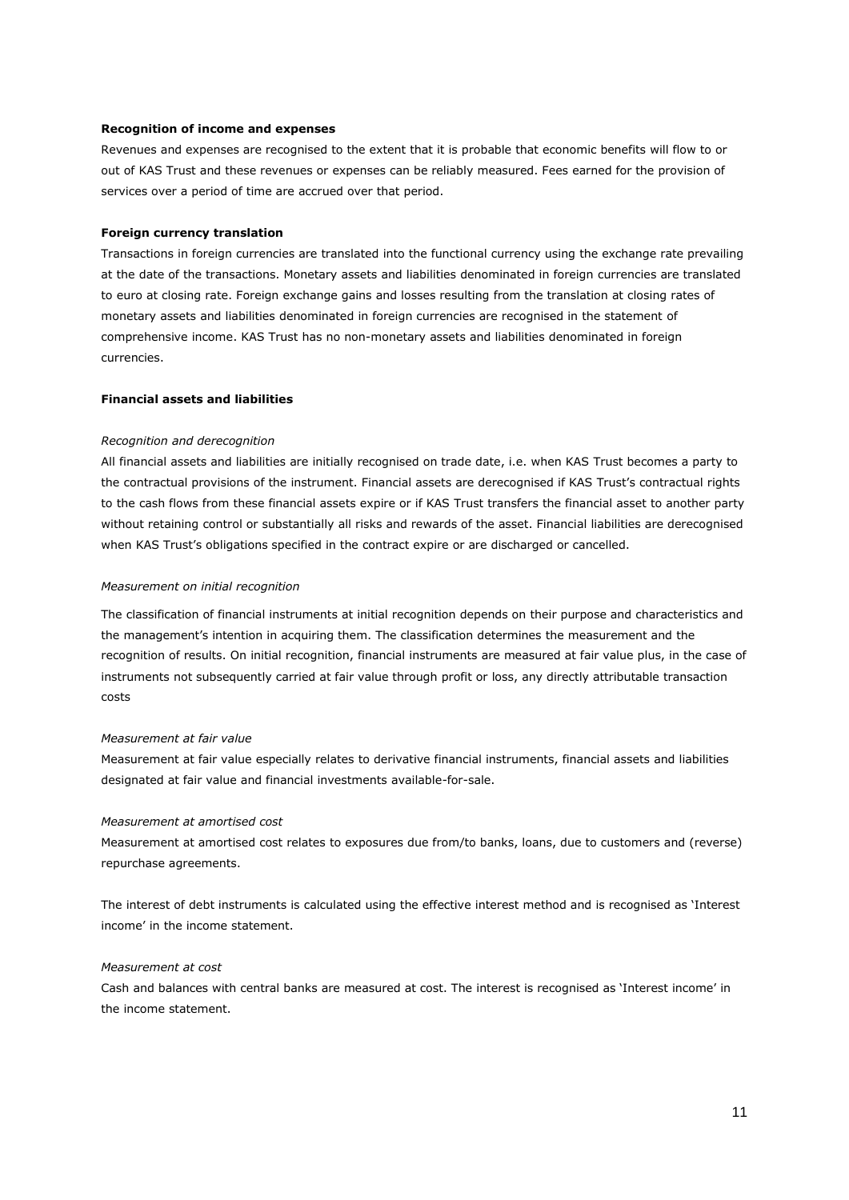**Recognition of income and expenses**

Revenues and expenses are recognised to the extent that it is probable that economic benefits will flow to or out of KAS Trust and these revenues or expenses can be reliably measured. Fees earned for the provision of services over a period of time are accrued over that period.

**Foreign currency translation**

Transactions in foreign currencies are translated into the functional currency using the exchange rate prevailing at the date of the transactions. Monetary assets and liabilities denominated in foreign currencies are translated to euro at closing rate. Foreign exchange gains and losses resulting from the translation at closing rates of monetary assets and liabilities denominated in foreign currencies are recognised in the statement of comprehensive income. KAS Trust has no non-monetary assets and liabilities denominated in foreign currencies.

**Financial assets and liabilities**

*Recognition and derecognition*

All financial assets and liabilities are initially recognised on trade date, i.e. when KAS Trust becomes a party to the contractual provisions of the instrument. Financial assets are derecognised if KAS Trust's contractual rights to the cash flows from these financial assets expire or if KAS Trust transfers the financial asset to another party without retaining control or substantially all risks and rewards of the asset. Financial liabilities are derecognised when KAS Trust's obligations specified in the contract expire or are discharged or cancelled.

*Measurement on initial recognition*

The classification of financial instruments at initial recognition depends on their purpose and characteristics and the management's intention in acquiring them. The classification determines the measurement and the recognition of results. On initial recognition, financial instruments are measured at fair value plus, in the case of instruments not subsequently carried at fair value through profit or loss, any directly attributable transaction costs

*Measurement at fair value*

Measurement at fair value especially relates to derivative financial instruments, financial assets and liabilities designated at fair value and financial investments available-for-sale.

*Measurement at amortised cost*

Measurement at amortised cost relates to exposures due from/to banks, loans, due to customers and (reverse) repurchase agreements.

The interest of debt instruments is calculated using the effective interest method and is recognised as 'Interest income' in the income statement.

*Measurement at cost*

Cash and balances with central banks are measured at cost. The interest is recognised as 'Interest income' in the income statement.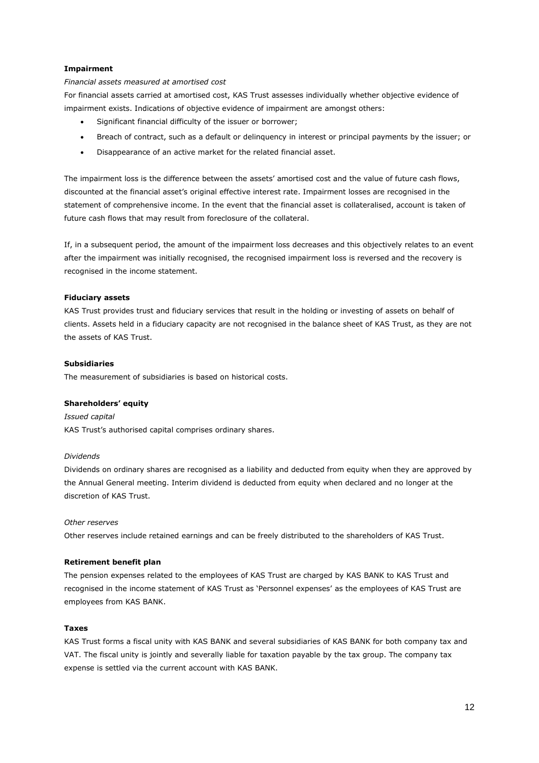**Impairment**

*Financial assets measured at amortised cost*

For financial assets carried at amortised cost, KAS Trust assesses individually whether objective evidence of impairment exists. Indications of objective evidence of impairment are amongst others:

- Significant financial difficulty of the issuer or borrower;
- Breach of contract, such as a default or delinquency in interest or principal payments by the issuer; or
- Disappearance of an active market for the related financial asset.

The impairment loss is the difference between the assets' amortised cost and the value of future cash flows, discounted at the financial asset's original effective interest rate. Impairment losses are recognised in the statement of comprehensive income. In the event that the financial asset is collateralised, account is taken of future cash flows that may result from foreclosure of the collateral.

If, in a subsequent period, the amount of the impairment loss decreases and this objectively relates to an event after the impairment was initially recognised, the recognised impairment loss is reversed and the recovery is recognised in the income statement.

**Fiduciary assets**

KAS Trust provides trust and fiduciary services that result in the holding or investing of assets on behalf of clients. Assets held in a fiduciary capacity are not recognised in the balance sheet of KAS Trust, as they are not the assets of KAS Trust.

**Subsidiaries**

The measurement of subsidiaries is based on historical costs.

**Shareholders' equity**

*Issued capital*

KAS Trust's authorised capital comprises ordinary shares.

*Dividends*

Dividends on ordinary shares are recognised as a liability and deducted from equity when they are approved by the Annual General meeting. Interim dividend is deducted from equity when declared and no longer at the discretion of KAS Trust.

*Other reserves*

Other reserves include retained earnings and can be freely distributed to the shareholders of KAS Trust.

**Retirement benefit plan**

The pension expenses related to the employees of KAS Trust are charged by KAS BANK to KAS Trust and recognised in the income statement of KAS Trust as 'Personnel expenses' as the employees of KAS Trust are employees from KAS BANK.

**Taxes**

KAS Trust forms a fiscal unity with KAS BANK and several subsidiaries of KAS BANK for both company tax and VAT. The fiscal unity is jointly and severally liable for taxation payable by the tax group. The company tax expense is settled via the current account with KAS BANK.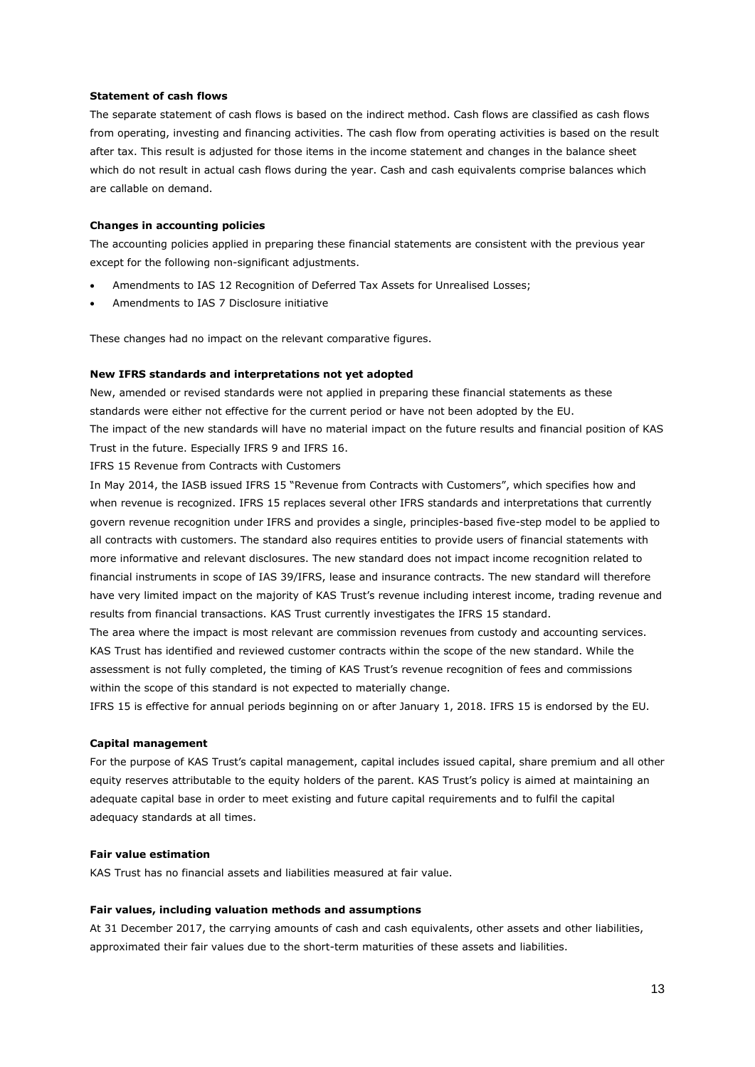**Statement of cash flows**

The separate statement of cash flows is based on the indirect method. Cash flows are classified as cash flows from operating, investing and financing activities. The cash flow from operating activities is based on the result after tax. This result is adjusted for those items in the income statement and changes in the balance sheet which do not result in actual cash flows during the year. Cash and cash equivalents comprise balances which are callable on demand.

**Changes in accounting policies**

The accounting policies applied in preparing these financial statements are consistent with the previous year except for the following non-significant adjustments.

- Amendments to IAS 12 Recognition of Deferred Tax Assets for Unrealised Losses;
- Amendments to IAS 7 Disclosure initiative

These changes had no impact on the relevant comparative figures.

**New IFRS standards and interpretations not yet adopted**

New, amended or revised standards were not applied in preparing these financial statements as these standards were either not effective for the current period or have not been adopted by the EU.
The impact of the new standards will have no material impact on the future results and financial position of KAS Trust in the future. Especially IFRS 9 and IFRS 16.
IFRS 15 Revenue from Contracts with Customers
In May 2014, the IASB issued IFRS 15 "Revenue from Contracts with Customers", which specifies how and when revenue is recognized. IFRS 15 replaces several other IFRS standards and interpretations that currently govern revenue recognition under IFRS and provides a single, principles-based five-step model to be applied to all contracts with customers. The standard also requires entities to provide users of financial statements with more informative and relevant disclosures. The new standard does not impact income recognition related to financial instruments in scope of IAS 39/IFRS, lease and insurance contracts. The new standard will therefore have very limited impact on the majority of KAS Trust's revenue including interest income, trading revenue and results from financial transactions. KAS Trust currently investigates the IFRS 15 standard.
The area where the impact is most relevant are commission revenues from custody and accounting services. KAS Trust has identified and reviewed customer contracts within the scope of the new standard. While the assessment is not fully completed, the timing of KAS Trust's revenue recognition of fees and commissions within the scope of this standard is not expected to materially change.
IFRS 15 is effective for annual periods beginning on or after January 1, 2018. IFRS 15 is endorsed by the EU.

**Capital management**

For the purpose of KAS Trust's capital management, capital includes issued capital, share premium and all other equity reserves attributable to the equity holders of the parent. KAS Trust's policy is aimed at maintaining an adequate capital base in order to meet existing and future capital requirements and to fulfil the capital adequacy standards at all times.

**Fair value estimation**

KAS Trust has no financial assets and liabilities measured at fair value.

**Fair values, including valuation methods and assumptions**

At 31 December 2017, the carrying amounts of cash and cash equivalents, other assets and other liabilities, approximated their fair values due to the short-term maturities of these assets and liabilities.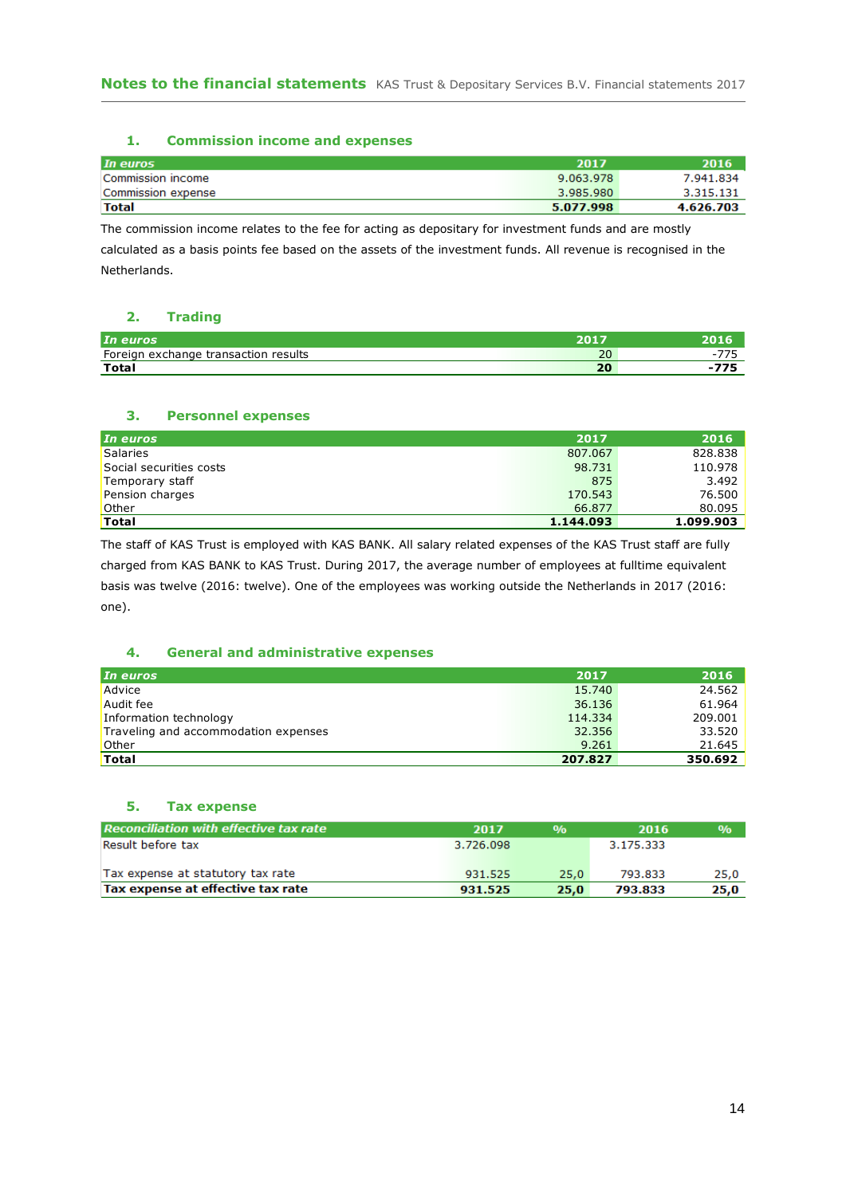## 1. Commission income and expenses

| In euros | 2017 | 2016 |
|---|---|---|
| Commission income | 9.063.978 | 7.941.834 |
| Commission expense | 3.985.980 | 3.315.131 |
| **Total** | **5.077.998** | **4.626.703** |

The commission income relates to the fee for acting as depositary for investment funds and are mostly calculated as a basis points fee based on the assets of the investment funds. All revenue is recognised in the Netherlands.

## 2. Trading

| In euros | 2017 | 2016 |
|---|---|---|
| Foreign exchange transaction results | 20 | -775 |
| **Total** | **20** | **-775** |

## 3. Personnel expenses

| In euros | 2017 | 2016 |
|---|---|---|
| Salaries | 807.067 | 828.838 |
| Social securities costs | 98.731 | 110.978 |
| Temporary staff | 875 | 3.492 |
| Pension charges | 170.543 | 76.500 |
| Other | 66.877 | 80.095 |
| **Total** | **1.144.093** | **1.099.903** |

The staff of KAS Trust is employed with KAS BANK. All salary related expenses of the KAS Trust staff are fully charged from KAS BANK to KAS Trust. During 2017, the average number of employees at fulltime equivalent basis was twelve (2016: twelve). One of the employees was working outside the Netherlands in 2017 (2016: one).

## 4. General and administrative expenses

| In euros | 2017 | 2016 |
|---|---|---|
| Advice | 15.740 | 24.562 |
| Audit fee | 36.136 | 61.964 |
| Information technology | 114.334 | 209.001 |
| Traveling and accommodation expenses | 32.356 | 33.520 |
| Other | 9.261 | 21.645 |
| **Total** | **207.827** | **350.692** |

## 5. Tax expense

| Reconciliation with effective tax rate | 2017 | % | 2016 | % |
|---|---|---|---|---|
| Result before tax | 3.726.098 | | 3.175.333 | |
| Tax expense at statutory tax rate | 931.525 | 25,0 | 793.833 | 25,0 |
| **Tax expense at effective tax rate** | **931.525** | **25,0** | **793.833** | **25,0** |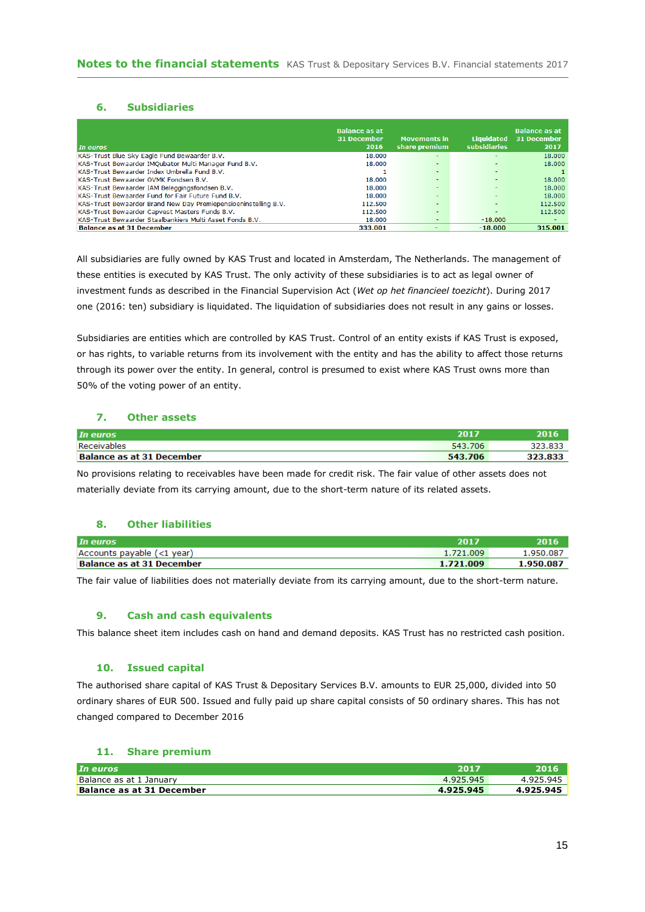## 6. Subsidiaries

| In euros | Balance as at 31 December 2016 | Movements in share premium | Liquidated subsidiaries | Balance as at 31 December 2017 |
|---|---|---|---|---|
| KAS-Trust Blue Sky Eagle Fund Bewaarder B.V. | 18.000 | - | - | 18.000 |
| KAS-Trust Bewaarder IMQubator Multi Manager Fund B.V. | 18.000 | - | - | 18.000 |
| KAS-Trust Bewaarder Index Umbrella Fund B.V. | 1 | - | - | 1 |
| KAS-Trust Bewaarder OVMK Fondsen B.V. | 18.000 | - | - | 18.000 |
| KAS-Trust Bewaarder IAM Beleggingsfondsen B.V. | 18.000 | - | - | 18.000 |
| KAS-Trust Bewaarder Fund for Fair Future Fund B.V. | 18.000 | - | - | 18.000 |
| KAS-Trust Bewaarder Brand New Day Premiepensioeninstelling B.V. | 112.500 | - | - | 112.500 |
| KAS-Trust Bewaarder Capvest Masters Funds B.V. | 112.500 | - | - | 112.500 |
| KAS-Trust Bewaarder Staalbankiers Multi Asset Fonds B.V. | 18.000 | - | -18.000 | - |
| **Balance as at 31 December** | **333.001** | **-** | **-18.000** | **315.001** |

All subsidiaries are fully owned by KAS Trust and located in Amsterdam, The Netherlands. The management of these entities is executed by KAS Trust. The only activity of these subsidiaries is to act as legal owner of investment funds as described in the Financial Supervision Act (*Wet op het financieel toezicht*). During 2017 one (2016: ten) subsidiary is liquidated. The liquidation of subsidiaries does not result in any gains or losses.

Subsidiaries are entities which are controlled by KAS Trust. Control of an entity exists if KAS Trust is exposed, or has rights, to variable returns from its involvement with the entity and has the ability to affect those returns through its power over the entity. In general, control is presumed to exist where KAS Trust owns more than 50% of the voting power of an entity.

## 7. Other assets

| In euros | 2017 | 2016 |
|---|---|---|
| Receivables | 543.706 | 323.833 |
| **Balance as at 31 December** | **543.706** | **323.833** |

No provisions relating to receivables have been made for credit risk. The fair value of other assets does not materially deviate from its carrying amount, due to the short-term nature of its related assets.

## 8. Other liabilities

| In euros | 2017 | 2016 |
|---|---|---|
| Accounts payable (<1 year) | 1.721.009 | 1.950.087 |
| **Balance as at 31 December** | **1.721.009** | **1.950.087** |

The fair value of liabilities does not materially deviate from its carrying amount, due to the short-term nature.

## 9. Cash and cash equivalents

This balance sheet item includes cash on hand and demand deposits. KAS Trust has no restricted cash position.

## 10. Issued capital

The authorised share capital of KAS Trust & Depositary Services B.V. amounts to EUR 25,000, divided into 50 ordinary shares of EUR 500. Issued and fully paid up share capital consists of 50 ordinary shares. This has not changed compared to December 2016

## 11. Share premium

| In euros | 2017 | 2016 |
|---|---|---|
| Balance as at 1 January | 4.925.945 | 4.925.945 |
| **Balance as at 31 December** | **4.925.945** | **4.925.945** |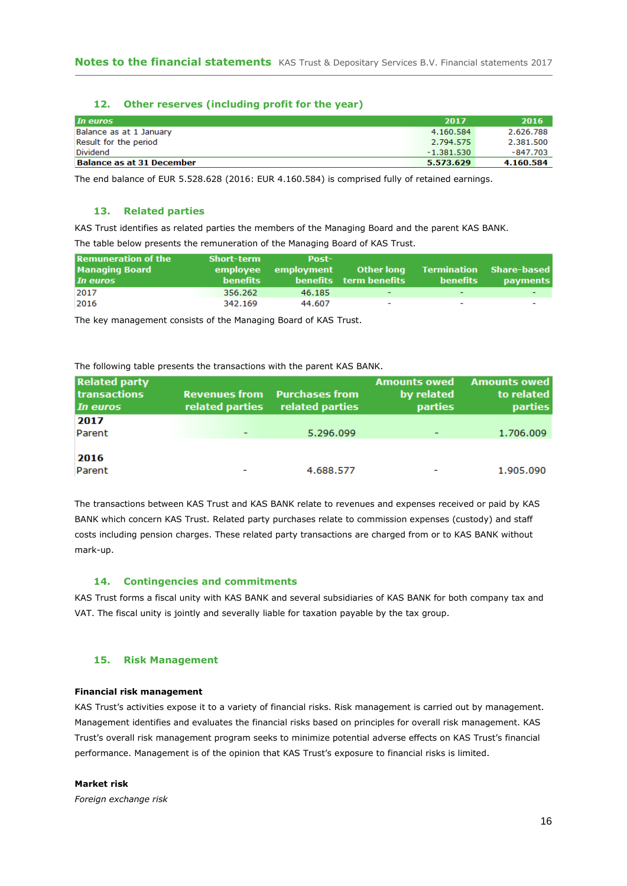## 12. Other reserves (including profit for the year)

| *In euros* | 2017 | 2016 |
|---|---|---|
| Balance as at 1 January | 4.160.584 | 2.626.788 |
| Result for the period | 2.794.575 | 2.381.500 |
| Dividend | -1.381.530 | -847.703 |
| **Balance as at 31 December** | **5.573.629** | **4.160.584** |

The end balance of EUR 5.528.628 (2016: EUR 4.160.584) is comprised fully of retained earnings.

## 13. Related parties

KAS Trust identifies as related parties the members of the Managing Board and the parent KAS BANK.

The table below presents the remuneration of the Managing Board of KAS Trust.

| Remuneration of the Managing Board *In euros* | Short-term employee benefits | Post-employment benefits | Other long term benefits | Termination benefits | Share-based payments |
|---|---|---|---|---|---|
| 2017 | 356.262 | 46.185 | - | - | - |
| 2016 | 342.169 | 44.607 | - | - | - |

The key management consists of the Managing Board of KAS Trust.

The following table presents the transactions with the parent KAS BANK.

| Related party transactions *In euros* | Revenues from related parties | Purchases from related parties | Amounts owed by related parties | Amounts owed to related parties |
|---|---|---|---|---|
| **2017** | | | | |
| Parent | - | 5.296.099 | - | 1.706.009 |
| **2016** | | | | |
| Parent | - | 4.688.577 | - | 1.905.090 |

The transactions between KAS Trust and KAS BANK relate to revenues and expenses received or paid by KAS BANK which concern KAS Trust. Related party purchases relate to commission expenses (custody) and staff costs including pension charges. These related party transactions are charged from or to KAS BANK without mark-up.

## 14. Contingencies and commitments

KAS Trust forms a fiscal unity with KAS BANK and several subsidiaries of KAS BANK for both company tax and VAT. The fiscal unity is jointly and severally liable for taxation payable by the tax group.

## 15. Risk Management

**Financial risk management**

KAS Trust's activities expose it to a variety of financial risks. Risk management is carried out by management. Management identifies and evaluates the financial risks based on principles for overall risk management. KAS Trust's overall risk management program seeks to minimize potential adverse effects on KAS Trust's financial performance. Management is of the opinion that KAS Trust's exposure to financial risks is limited.

**Market risk**

*Foreign exchange risk*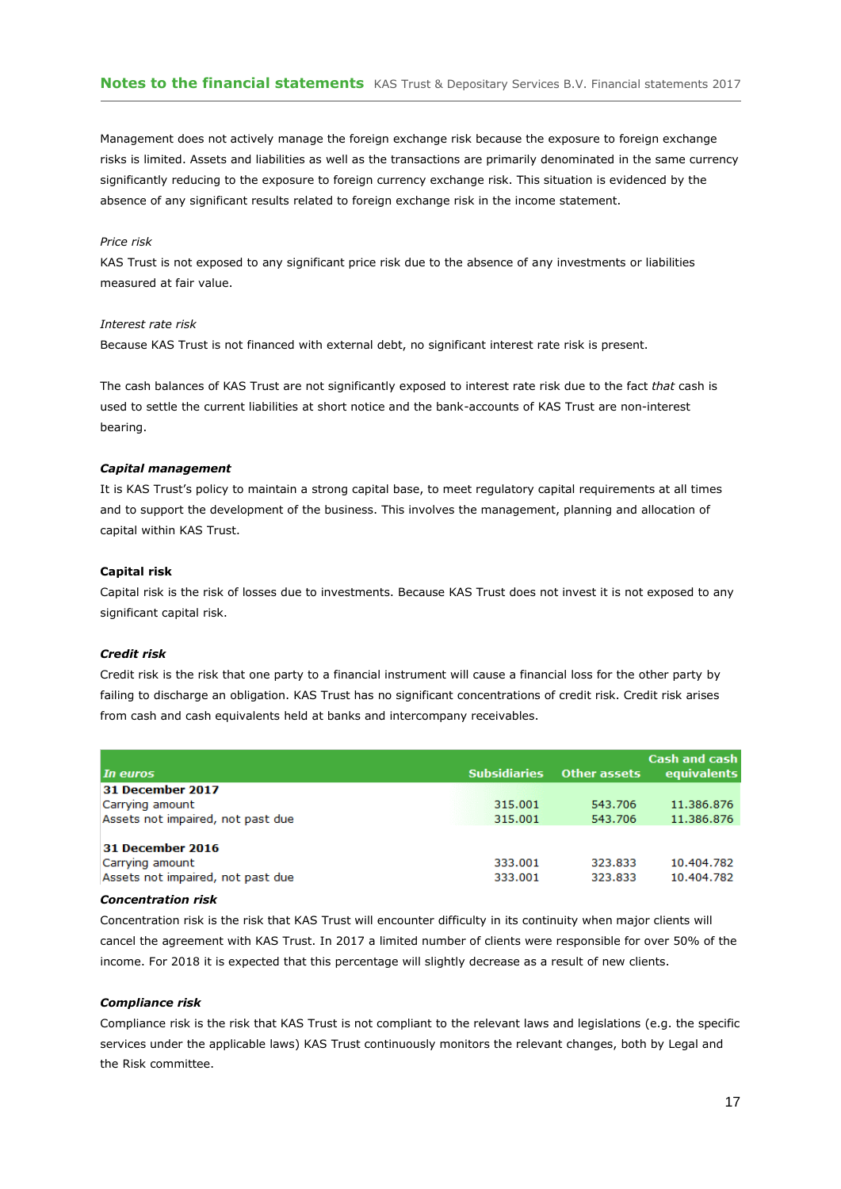Management does not actively manage the foreign exchange risk because the exposure to foreign exchange risks is limited. Assets and liabilities as well as the transactions are primarily denominated in the same currency significantly reducing to the exposure to foreign currency exchange risk. This situation is evidenced by the absence of any significant results related to foreign exchange risk in the income statement.

*Price risk*

KAS Trust is not exposed to any significant price risk due to the absence of any investments or liabilities measured at fair value.

*Interest rate risk*

Because KAS Trust is not financed with external debt, no significant interest rate risk is present.

The cash balances of KAS Trust are not significantly exposed to interest rate risk due to the fact *that* cash is used to settle the current liabilities at short notice and the bank-accounts of KAS Trust are non-interest bearing.

***Capital management***

It is KAS Trust's policy to maintain a strong capital base, to meet regulatory capital requirements at all times and to support the development of the business. This involves the management, planning and allocation of capital within KAS Trust.

**Capital risk**

Capital risk is the risk of losses due to investments. Because KAS Trust does not invest it is not exposed to any significant capital risk.

***Credit risk***

Credit risk is the risk that one party to a financial instrument will cause a financial loss for the other party by failing to discharge an obligation. KAS Trust has no significant concentrations of credit risk. Credit risk arises from cash and cash equivalents held at banks and intercompany receivables.

| *In euros* | Subsidiaries | Other assets | Cash and cash equivalents |
|---|---|---|---|
| **31 December 2017** | | | |
| Carrying amount | 315.001 | 543.706 | 11.386.876 |
| Assets not impaired, not past due | 315.001 | 543.706 | 11.386.876 |
| | | | |
| **31 December 2016** | | | |
| Carrying amount | 333.001 | 323.833 | 10.404.782 |
| Assets not impaired, not past due | 333.001 | 323.833 | 10.404.782 |

***Concentration risk***

Concentration risk is the risk that KAS Trust will encounter difficulty in its continuity when major clients will cancel the agreement with KAS Trust. In 2017 a limited number of clients were responsible for over 50% of the income. For 2018 it is expected that this percentage will slightly decrease as a result of new clients.

***Compliance risk***

Compliance risk is the risk that KAS Trust is not compliant to the relevant laws and legislations (e.g. the specific services under the applicable laws) KAS Trust continuously monitors the relevant changes, both by Legal and the Risk committee.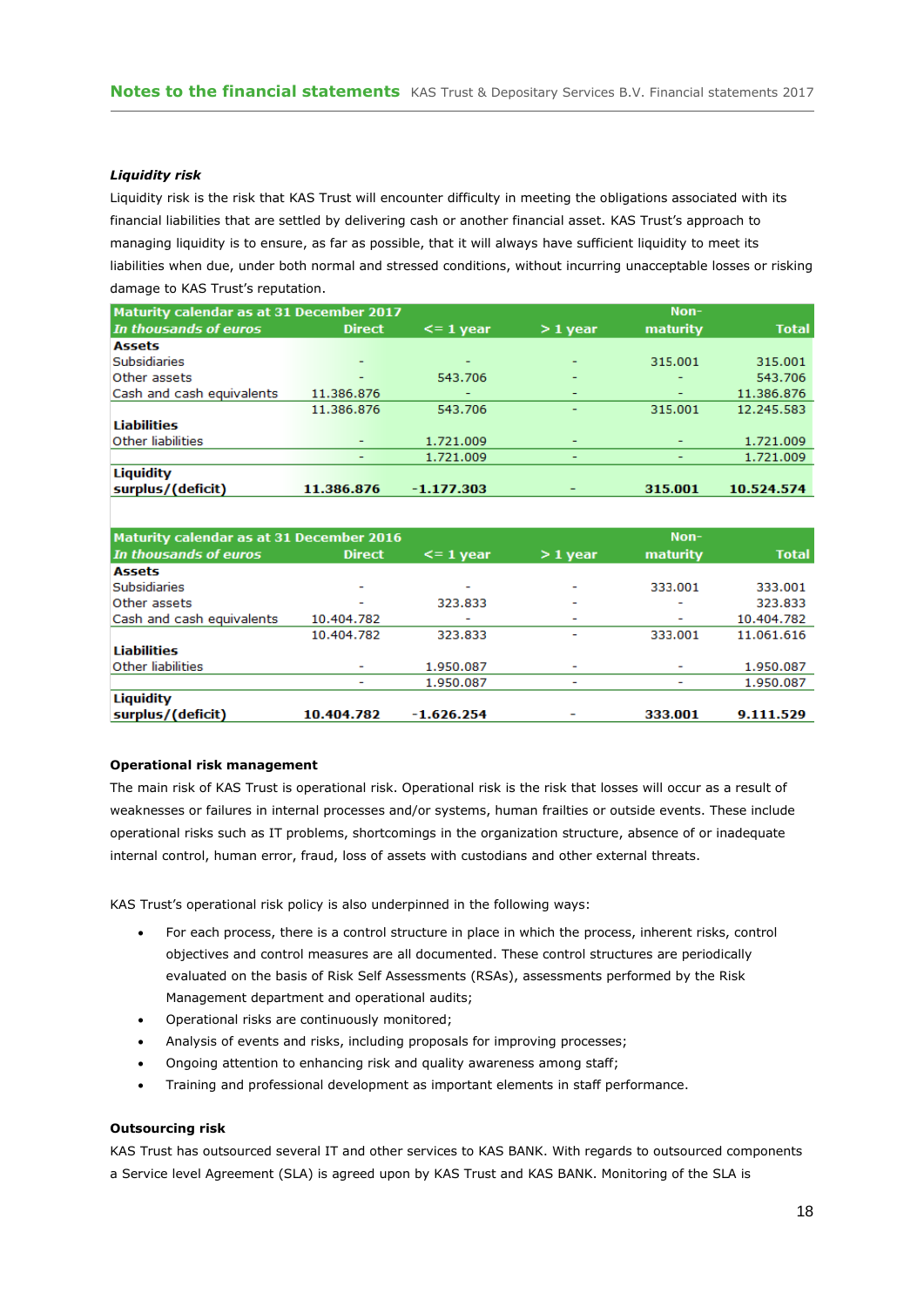### *Liquidity risk*

Liquidity risk is the risk that KAS Trust will encounter difficulty in meeting the obligations associated with its financial liabilities that are settled by delivering cash or another financial asset. KAS Trust's approach to managing liquidity is to ensure, as far as possible, that it will always have sufficient liquidity to meet its liabilities when due, under both normal and stressed conditions, without incurring unacceptable losses or risking damage to KAS Trust's reputation.

| **Maturity calendar as at 31 December 2017** *In thousands of euros* | **Direct** | **<= 1 year** | **> 1 year** | **Non-maturity** | **Total** |
|---|---|---|---|---|---|
| **Assets** | | | | | |
| Subsidiaries | - | - | - | 315.001 | 315.001 |
| Other assets | - | 543.706 | - | - | 543.706 |
| Cash and cash equivalents | 11.386.876 | - | - | - | 11.386.876 |
| | 11.386.876 | 543.706 | - | 315.001 | 12.245.583 |
| **Liabilities** | | | | | |
| Other liabilities | - | 1.721.009 | - | - | 1.721.009 |
| | - | 1.721.009 | - | - | 1.721.009 |
| **Liquidity surplus/(deficit)** | **11.386.876** | **-1.177.303** | - | **315.001** | **10.524.574** |

| **Maturity calendar as at 31 December 2016** *In thousands of euros* | **Direct** | **<= 1 year** | **> 1 year** | **Non-maturity** | **Total** |
|---|---|---|---|---|---|
| **Assets** | | | | | |
| Subsidiaries | - | - | - | 333.001 | 333.001 |
| Other assets | - | 323.833 | - | - | 323.833 |
| Cash and cash equivalents | 10.404.782 | - | - | - | 10.404.782 |
| | 10.404.782 | 323.833 | - | 333.001 | 11.061.616 |
| **Liabilities** | | | | | |
| Other liabilities | - | 1.950.087 | - | - | 1.950.087 |
| | - | 1.950.087 | - | - | 1.950.087 |
| **Liquidity surplus/(deficit)** | **10.404.782** | **-1.626.254** | - | **333.001** | **9.111.529** |

### Operational risk management

The main risk of KAS Trust is operational risk. Operational risk is the risk that losses will occur as a result of weaknesses or failures in internal processes and/or systems, human frailties or outside events. These include operational risks such as IT problems, shortcomings in the organization structure, absence of or inadequate internal control, human error, fraud, loss of assets with custodians and other external threats.

KAS Trust's operational risk policy is also underpinned in the following ways:

- For each process, there is a control structure in place in which the process, inherent risks, control objectives and control measures are all documented. These control structures are periodically evaluated on the basis of Risk Self Assessments (RSAs), assessments performed by the Risk Management department and operational audits;
- Operational risks are continuously monitored;
- Analysis of events and risks, including proposals for improving processes;
- Ongoing attention to enhancing risk and quality awareness among staff;
- Training and professional development as important elements in staff performance.

### Outsourcing risk

KAS Trust has outsourced several IT and other services to KAS BANK. With regards to outsourced components a Service level Agreement (SLA) is agreed upon by KAS Trust and KAS BANK. Monitoring of the SLA is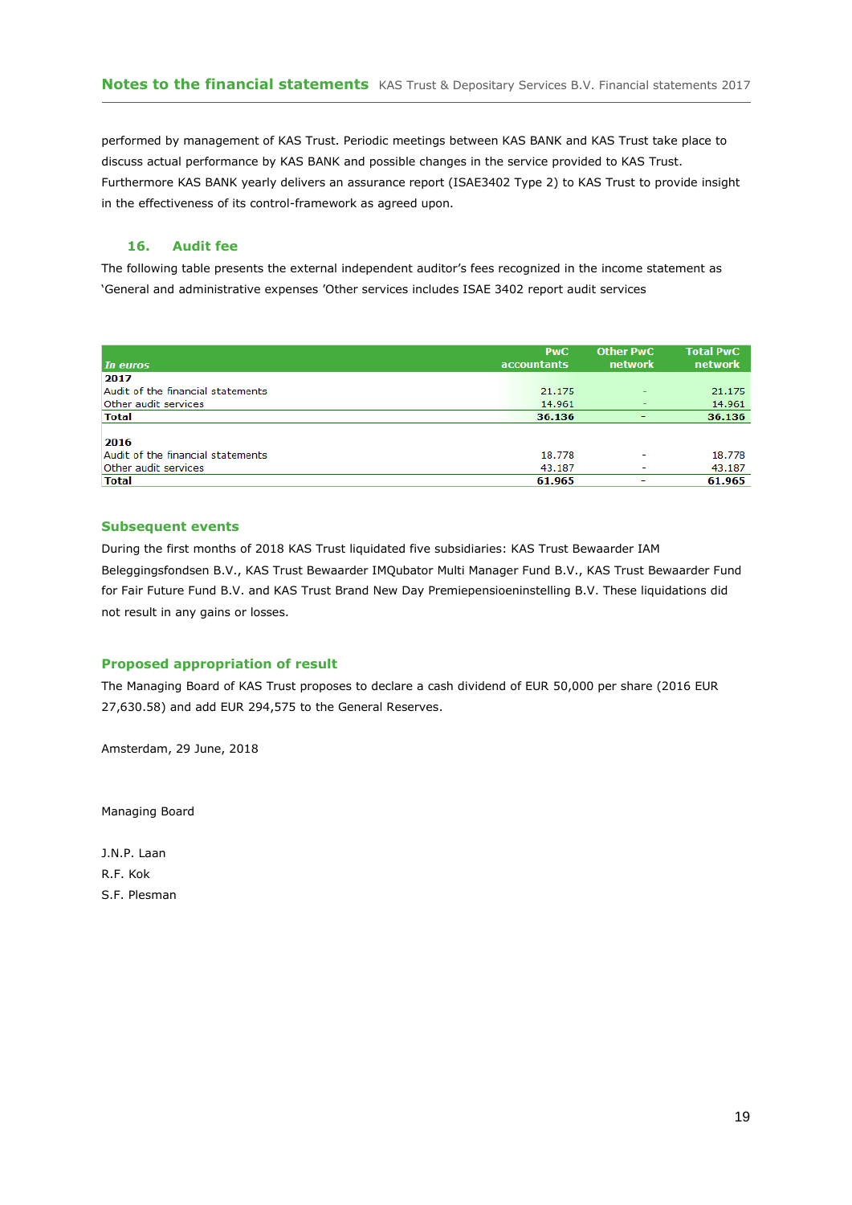performed by management of KAS Trust. Periodic meetings between KAS BANK and KAS Trust take place to discuss actual performance by KAS BANK and possible changes in the service provided to KAS Trust. Furthermore KAS BANK yearly delivers an assurance report (ISAE3402 Type 2) to KAS Trust to provide insight in the effectiveness of its control-framework as agreed upon.

## 16. Audit fee

The following table presents the external independent auditor's fees recognized in the income statement as 'General and administrative expenses 'Other services includes ISAE 3402 report audit services

| *In euros* | PwC accountants | Other PwC network | Total PwC network |
|---|---|---|---|
| **2017** | | | |
| Audit of the financial statements | 21.175 | - | 21.175 |
| Other audit services | 14.961 | - | 14.961 |
| **Total** | **36.136** | **-** | **36.136** |
| | | | |
| **2016** | | | |
| Audit of the financial statements | 18.778 | - | 18.778 |
| Other audit services | 43.187 | - | 43.187 |
| **Total** | **61.965** | **-** | **61.965** |

## Subsequent events

During the first months of 2018 KAS Trust liquidated five subsidiaries: KAS Trust Bewaarder IAM Beleggingsfondsen B.V., KAS Trust Bewaarder IMQubator Multi Manager Fund B.V., KAS Trust Bewaarder Fund for Fair Future Fund B.V. and KAS Trust Brand New Day Premiepensioeninstelling B.V. These liquidations did not result in any gains or losses.

## Proposed appropriation of result

The Managing Board of KAS Trust proposes to declare a cash dividend of EUR 50,000 per share (2016 EUR 27,630.58) and add EUR 294,575 to the General Reserves.

Amsterdam, 29 June, 2018

Managing Board

J.N.P. Laan
R.F. Kok
S.F. Plesman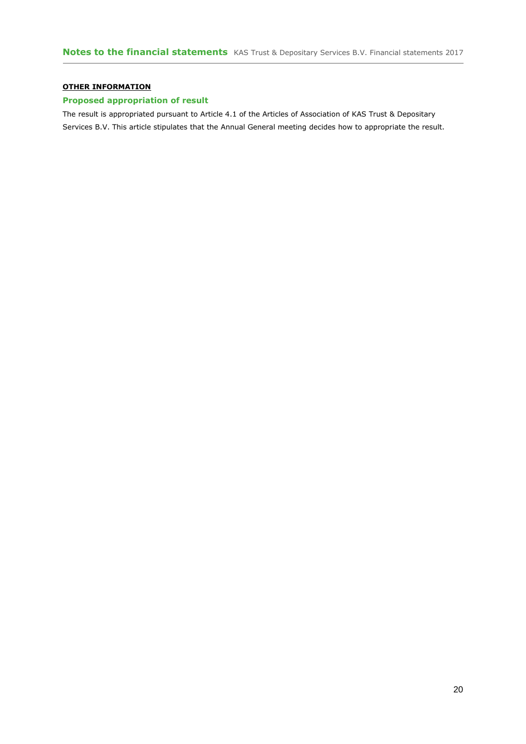**OTHER INFORMATION**

## Proposed appropriation of result

The result is appropriated pursuant to Article 4.1 of the Articles of Association of KAS Trust & Depositary Services B.V. This article stipulates that the Annual General meeting decides how to appropriate the result.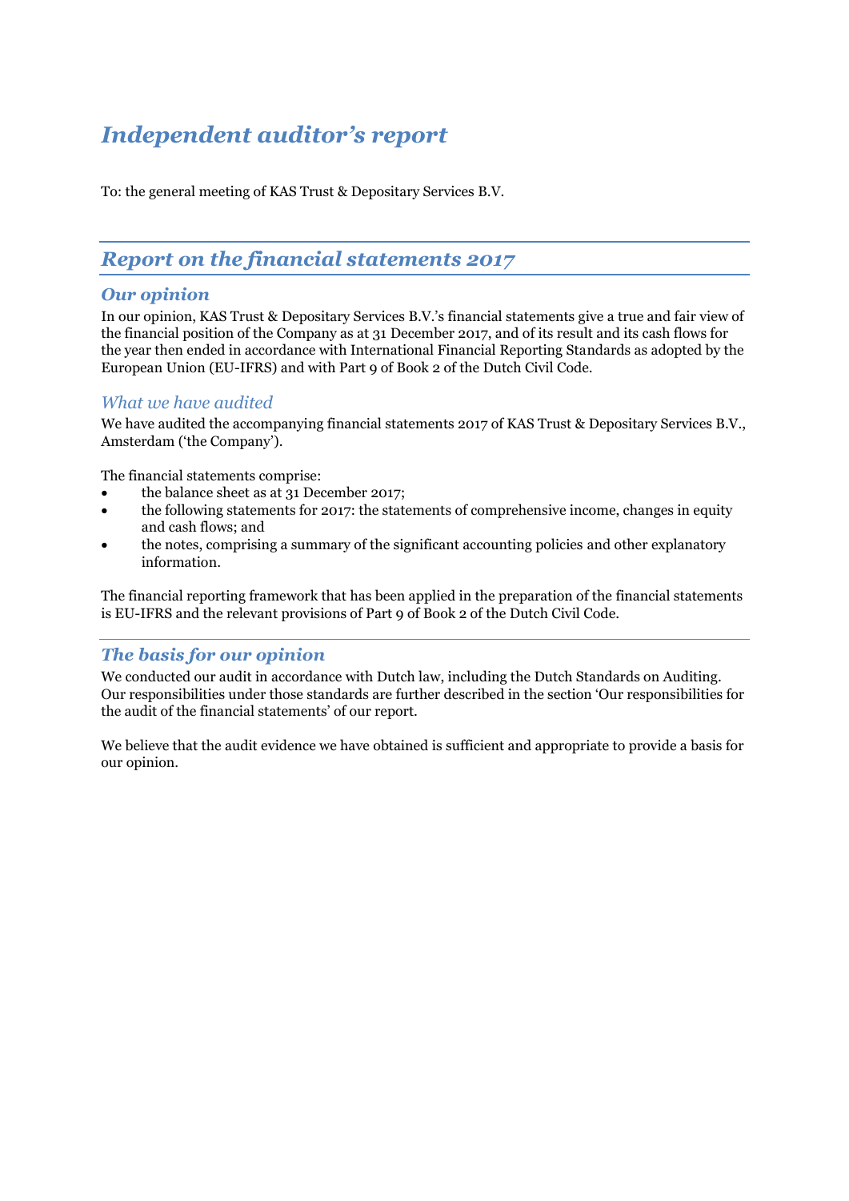# *Independent auditor's report*

To: the general meeting of KAS Trust & Depositary Services B.V.

## *Report on the financial statements 2017*

### *Our opinion*

In our opinion, KAS Trust & Depositary Services B.V.'s financial statements give a true and fair view of the financial position of the Company as at 31 December 2017, and of its result and its cash flows for the year then ended in accordance with International Financial Reporting Standards as adopted by the European Union (EU-IFRS) and with Part 9 of Book 2 of the Dutch Civil Code.

### *What we have audited*

We have audited the accompanying financial statements 2017 of KAS Trust & Depositary Services B.V., Amsterdam ('the Company').

The financial statements comprise:

- the balance sheet as at 31 December 2017;
- the following statements for 2017: the statements of comprehensive income, changes in equity and cash flows; and
- the notes, comprising a summary of the significant accounting policies and other explanatory information.

The financial reporting framework that has been applied in the preparation of the financial statements is EU-IFRS and the relevant provisions of Part 9 of Book 2 of the Dutch Civil Code.

### *The basis for our opinion*

We conducted our audit in accordance with Dutch law, including the Dutch Standards on Auditing. Our responsibilities under those standards are further described in the section 'Our responsibilities for the audit of the financial statements' of our report.

We believe that the audit evidence we have obtained is sufficient and appropriate to provide a basis for our opinion.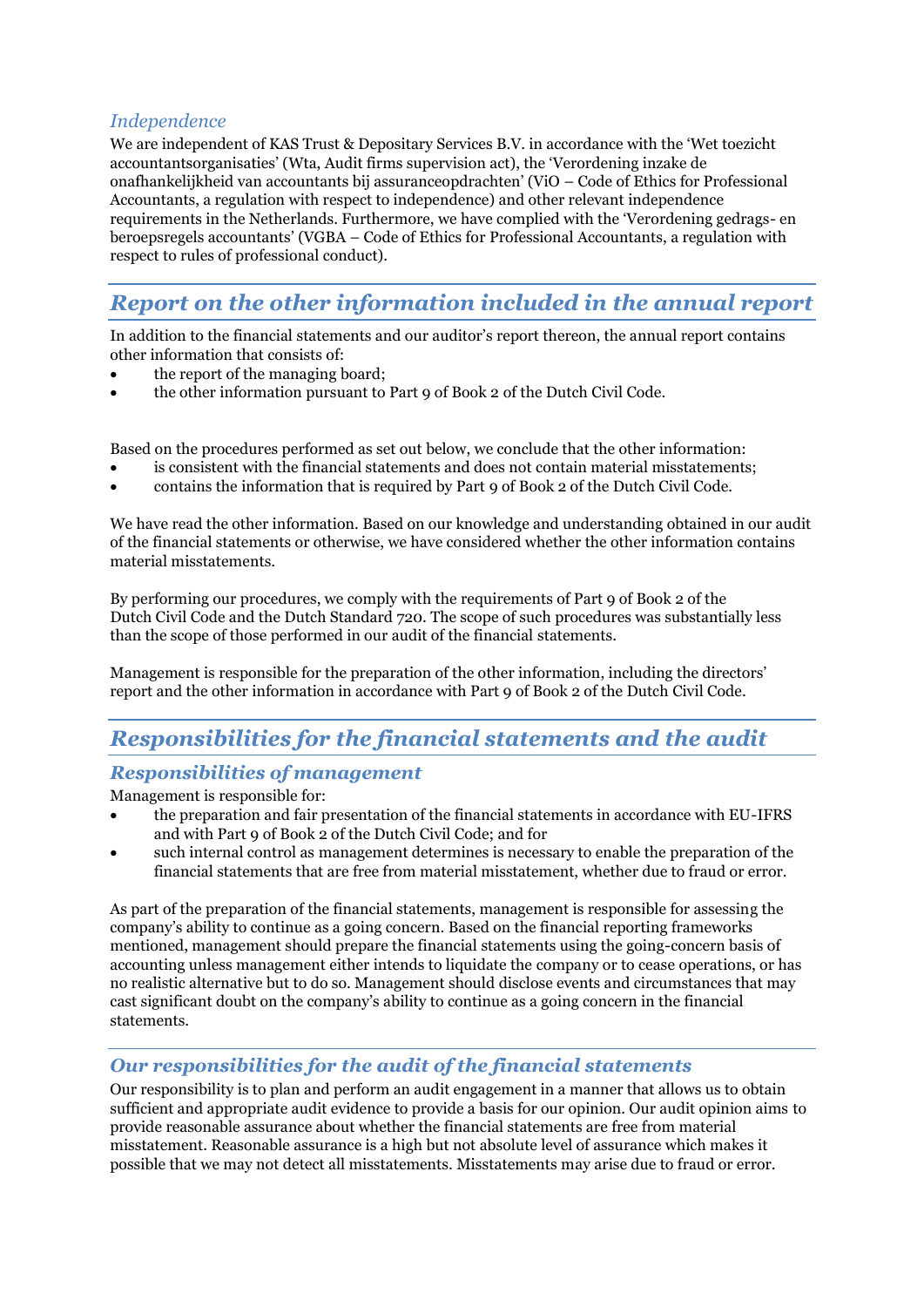### *Independence*

We are independent of KAS Trust & Depositary Services B.V. in accordance with the 'Wet toezicht accountantsorganisaties' (Wta, Audit firms supervision act), the 'Verordening inzake de onafhankelijkheid van accountants bij assuranceopdrachten' (ViO – Code of Ethics for Professional Accountants, a regulation with respect to independence) and other relevant independence requirements in the Netherlands. Furthermore, we have complied with the 'Verordening gedrags- en beroepsregels accountants' (VGBA – Code of Ethics for Professional Accountants, a regulation with respect to rules of professional conduct).

## *Report on the other information included in the annual report*

In addition to the financial statements and our auditor's report thereon, the annual report contains other information that consists of:

- the report of the managing board;
- the other information pursuant to Part 9 of Book 2 of the Dutch Civil Code.

Based on the procedures performed as set out below, we conclude that the other information:

- is consistent with the financial statements and does not contain material misstatements;
- contains the information that is required by Part 9 of Book 2 of the Dutch Civil Code.

We have read the other information. Based on our knowledge and understanding obtained in our audit of the financial statements or otherwise, we have considered whether the other information contains material misstatements.

By performing our procedures, we comply with the requirements of Part 9 of Book 2 of the Dutch Civil Code and the Dutch Standard 720. The scope of such procedures was substantially less than the scope of those performed in our audit of the financial statements.

Management is responsible for the preparation of the other information, including the directors' report and the other information in accordance with Part 9 of Book 2 of the Dutch Civil Code.

## *Responsibilities for the financial statements and the audit*

### *Responsibilities of management*

Management is responsible for:

- the preparation and fair presentation of the financial statements in accordance with EU-IFRS and with Part 9 of Book 2 of the Dutch Civil Code; and for
- such internal control as management determines is necessary to enable the preparation of the financial statements that are free from material misstatement, whether due to fraud or error.

As part of the preparation of the financial statements, management is responsible for assessing the company's ability to continue as a going concern. Based on the financial reporting frameworks mentioned, management should prepare the financial statements using the going-concern basis of accounting unless management either intends to liquidate the company or to cease operations, or has no realistic alternative but to do so. Management should disclose events and circumstances that may cast significant doubt on the company's ability to continue as a going concern in the financial statements.

### *Our responsibilities for the audit of the financial statements*

Our responsibility is to plan and perform an audit engagement in a manner that allows us to obtain sufficient and appropriate audit evidence to provide a basis for our opinion. Our audit opinion aims to provide reasonable assurance about whether the financial statements are free from material misstatement. Reasonable assurance is a high but not absolute level of assurance which makes it possible that we may not detect all misstatements. Misstatements may arise due to fraud or error.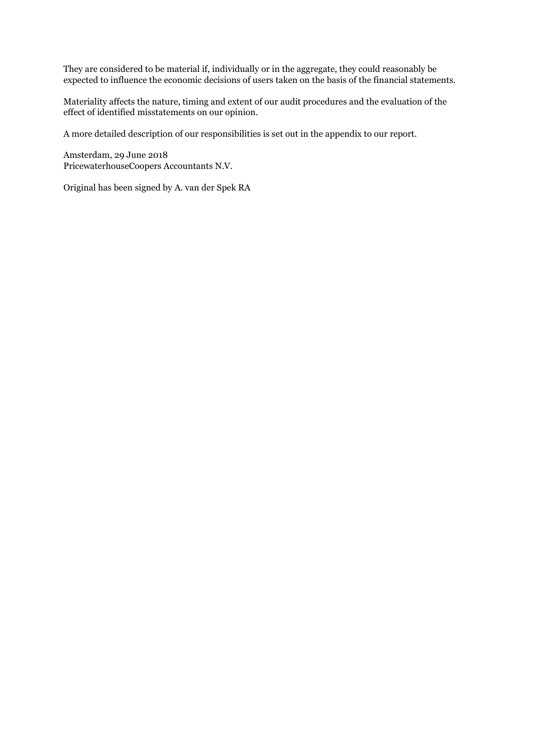They are considered to be material if, individually or in the aggregate, they could reasonably be expected to influence the economic decisions of users taken on the basis of the financial statements.

Materiality affects the nature, timing and extent of our audit procedures and the evaluation of the effect of identified misstatements on our opinion.

A more detailed description of our responsibilities is set out in the appendix to our report.

Amsterdam, 29 June 2018
PricewaterhouseCoopers Accountants N.V.

Original has been signed by A. van der Spek RA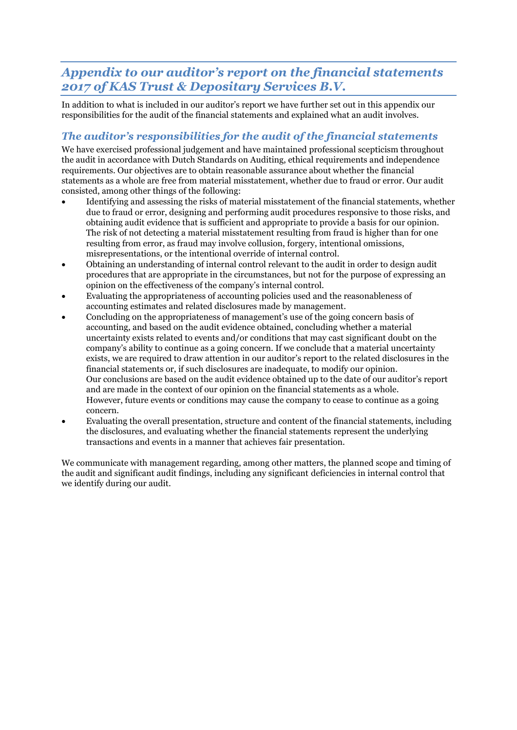# *Appendix to our auditor's report on the financial statements 2017 of KAS Trust & Depositary Services B.V.*

In addition to what is included in our auditor's report we have further set out in this appendix our responsibilities for the audit of the financial statements and explained what an audit involves.

## *The auditor's responsibilities for the audit of the financial statements*

We have exercised professional judgement and have maintained professional scepticism throughout the audit in accordance with Dutch Standards on Auditing, ethical requirements and independence requirements. Our objectives are to obtain reasonable assurance about whether the financial statements as a whole are free from material misstatement, whether due to fraud or error. Our audit consisted, among other things of the following:

- Identifying and assessing the risks of material misstatement of the financial statements, whether due to fraud or error, designing and performing audit procedures responsive to those risks, and obtaining audit evidence that is sufficient and appropriate to provide a basis for our opinion. The risk of not detecting a material misstatement resulting from fraud is higher than for one resulting from error, as fraud may involve collusion, forgery, intentional omissions, misrepresentations, or the intentional override of internal control.
- Obtaining an understanding of internal control relevant to the audit in order to design audit procedures that are appropriate in the circumstances, but not for the purpose of expressing an opinion on the effectiveness of the company's internal control.
- Evaluating the appropriateness of accounting policies used and the reasonableness of accounting estimates and related disclosures made by management.
- Concluding on the appropriateness of management's use of the going concern basis of accounting, and based on the audit evidence obtained, concluding whether a material uncertainty exists related to events and/or conditions that may cast significant doubt on the company's ability to continue as a going concern. If we conclude that a material uncertainty exists, we are required to draw attention in our auditor's report to the related disclosures in the financial statements or, if such disclosures are inadequate, to modify our opinion.
  Our conclusions are based on the audit evidence obtained up to the date of our auditor's report and are made in the context of our opinion on the financial statements as a whole.
  However, future events or conditions may cause the company to cease to continue as a going concern.
- Evaluating the overall presentation, structure and content of the financial statements, including the disclosures, and evaluating whether the financial statements represent the underlying transactions and events in a manner that achieves fair presentation.

We communicate with management regarding, among other matters, the planned scope and timing of the audit and significant audit findings, including any significant deficiencies in internal control that we identify during our audit.